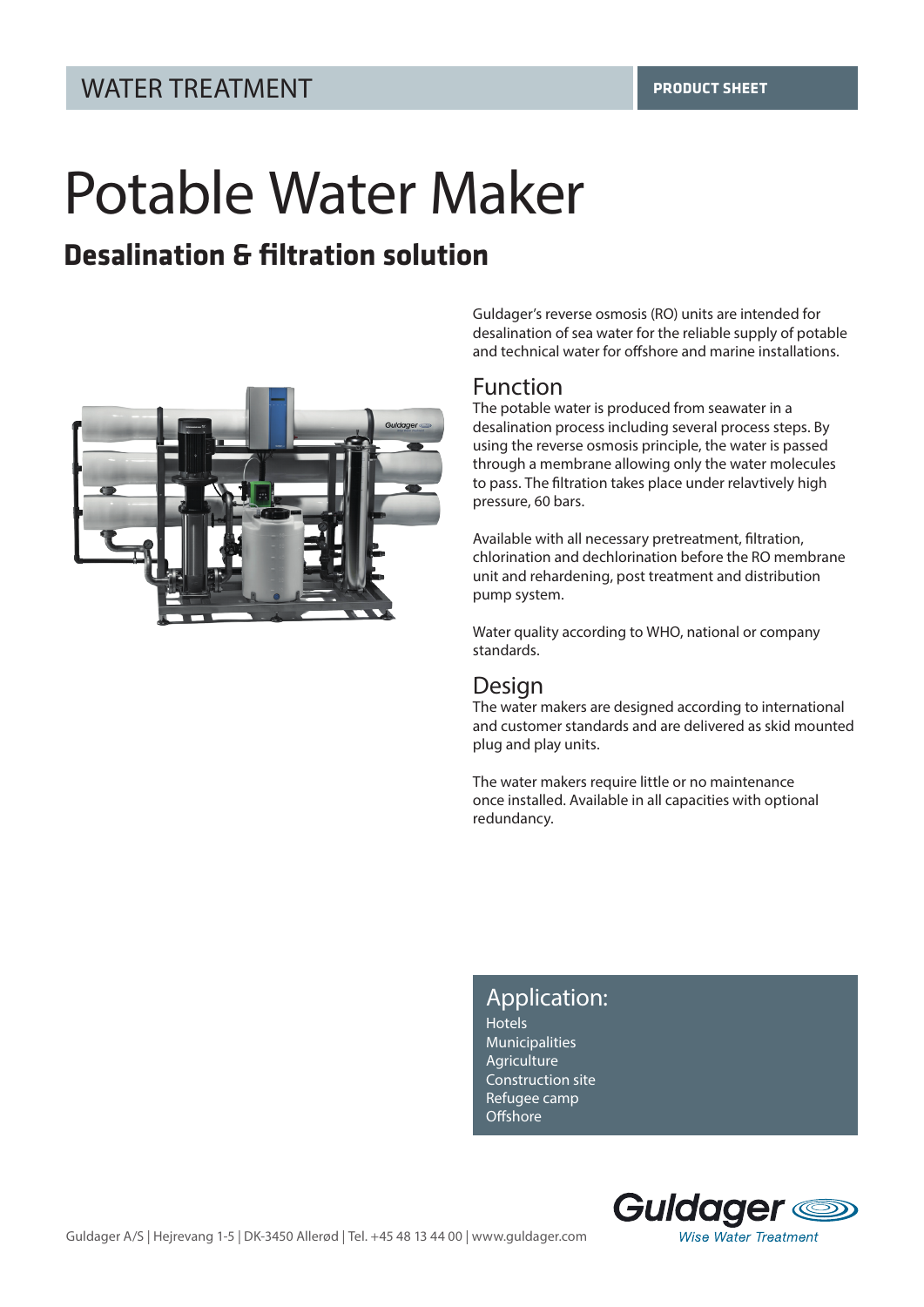WATER TREATMENT

**PRODUCT SHEET**

# Potable Water Maker

## Desalination & filtration solution

Guldager's reverse osmosis (RO) units are intended for desalination of sea water for the reliable supply of potable and technical water for offshore and marine installations.

### Function

The potable water is produced from seawater in a desalination process including several process steps. By using the reverse osmosis principle, the water is passed through a membrane allowing only the water molecules to pass. The filtration takes place under relavtively high pressure, 60 bars.

Available with all necessary pretreatment, filtration, chlorination and dechlorination before the RO membrane unit and rehardening, post treatment and distribution pump system.

Water quality according to WHO, national or company standards.

### Design

The water makers are designed according to international and customer standards and are delivered as skid mounted plug and play units.

The water makers require little or no maintenance once installed. Available in all capacities with optional redundancy.

### Application:

Hotels
Municipalities
Agriculture
Construction site
Refugee camp
Offshore

Guldager A/S | Hejrevang 1-5 | DK-3450 Allerød | Tel. +45 48 13 44 00 | www.guldager.com

Guldager
*Wise Water Treatment*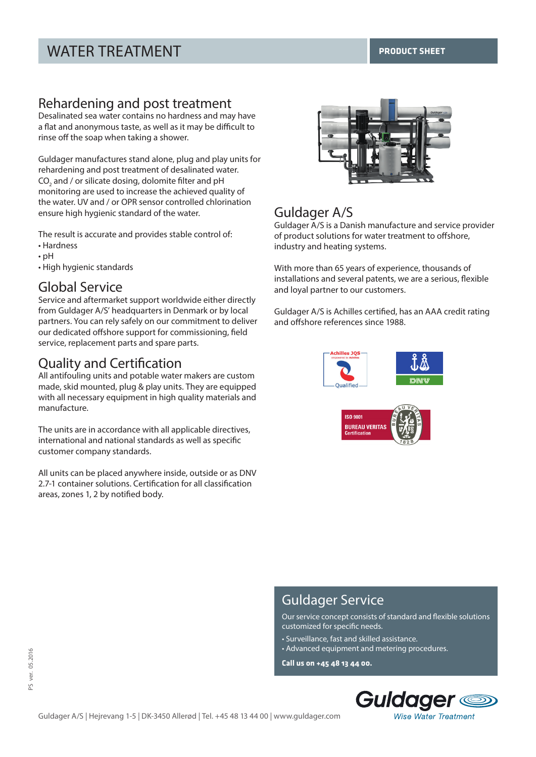# WATER TREATMENT

**PRODUCT SHEET**

## Rehardening and post treatment

Desalinated sea water contains no hardness and may have a flat and anonymous taste, as well as it may be difficult to rinse off the soap when taking a shower.

Guldager manufactures stand alone, plug and play units for rehardening and post treatment of desalinated water. $CO_2$ and / or silicate dosing, dolomite filter and pH monitoring are used to increase the achieved quality of the water. UV and / or OPR sensor controlled chlorination ensure high hygienic standard of the water.

The result is accurate and provides stable control of:

- Hardness
- pH
- High hygienic standards

## Global Service

Service and aftermarket support worldwide either directly from Guldager A/S' headquarters in Denmark or by local partners. You can rely safely on our commitment to deliver our dedicated offshore support for commissioning, field service, replacement parts and spare parts.

## Quality and Certification

All antifouling units and potable water makers are custom made, skid mounted, plug & play units. They are equipped with all necessary equipment in high quality materials and manufacture.

The units are in accordance with all applicable directives, international and national standards as well as specific customer company standards.

All units can be placed anywhere inside, outside or as DNV 2.7-1 container solutions. Certification for all classification areas, zones 1, 2 by notified body.

## Guldager A/S

Guldager A/S is a Danish manufacture and service provider of product solutions for water treatment to offshore, industry and heating systems.

With more than 65 years of experience, thousands of installations and several patents, we are a serious, flexible and loyal partner to our customers.

Guldager A/S is Achilles certified, has an AAA credit rating and offshore references since 1988.

Achilles JQS Qualified

DNV

ISO 9001 BUREAU VERITAS Certification

## Guldager Service

Our service concept consists of standard and flexible solutions customized for specific needs.

- Surveillance, fast and skilled assistance.
- Advanced equipment and metering procedures.

**Call us on +45 48 13 44 00.**

PS ver. 05.2016

Guldager A/S | Hejrevang 1-5 | DK-3450 Allerød | Tel. +45 48 13 44 00 | www.guldager.com

Guldager *Wise Water Treatment*